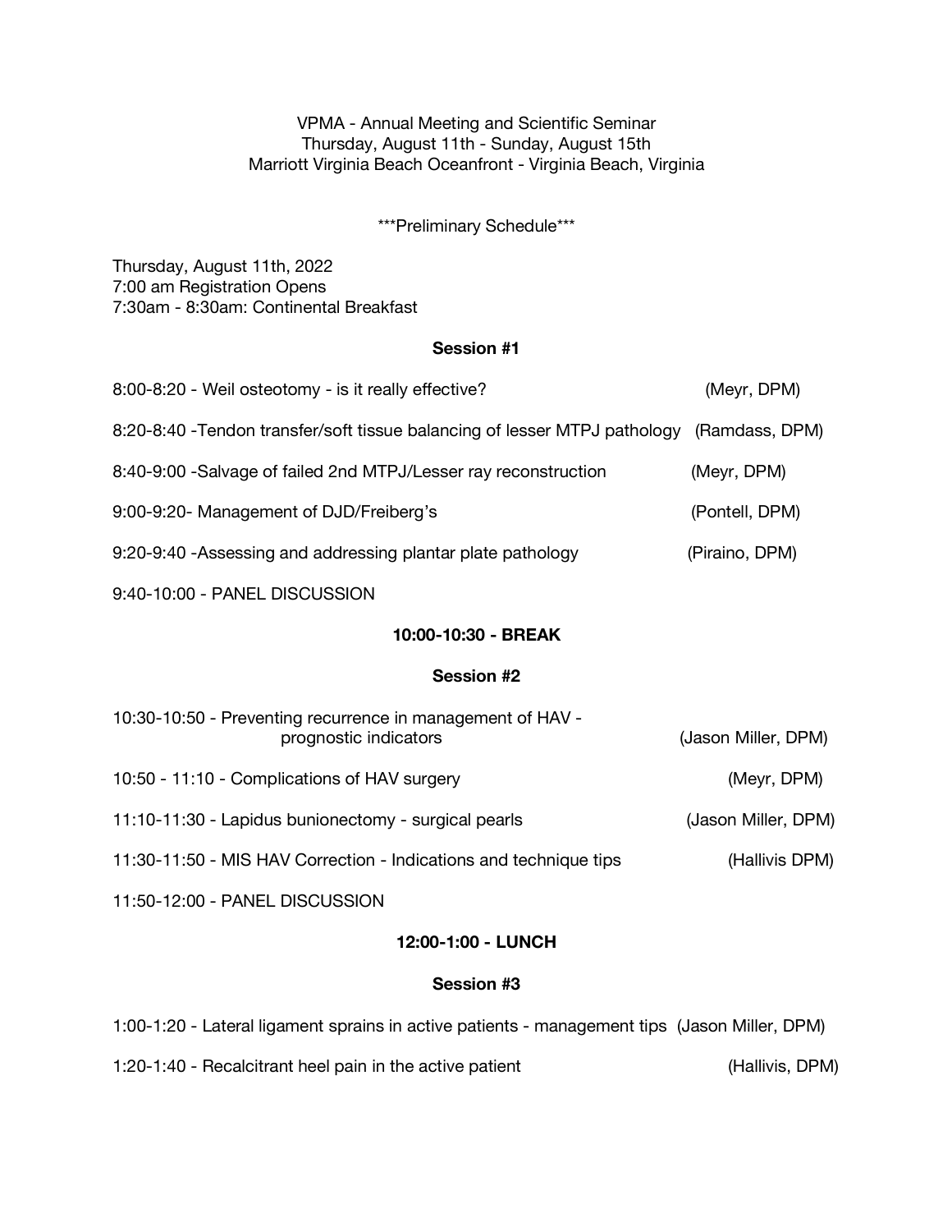VPMA - Annual Meeting and Scientific Seminar
Thursday, August 11th - Sunday, August 15th
Marriott Virginia Beach Oceanfront - Virginia Beach, Virginia

***Preliminary Schedule***

Thursday, August 11th, 2022
7:00 am Registration Opens
7:30am - 8:30am: Continental Breakfast

**Session #1**

8:00-8:20 - Weil osteotomy - is it really effective? (Meyr, DPM)

8:20-8:40 -Tendon transfer/soft tissue balancing of lesser MTPJ pathology (Ramdass, DPM)

8:40-9:00 -Salvage of failed 2nd MTPJ/Lesser ray reconstruction (Meyr, DPM)

9:00-9:20- Management of DJD/Freiberg's (Pontell, DPM)

9:20-9:40 -Assessing and addressing plantar plate pathology (Piraino, DPM)

9:40-10:00 - PANEL DISCUSSION

**10:00-10:30 - BREAK**

**Session #2**

10:30-10:50 - Preventing recurrence in management of HAV - prognostic indicators (Jason Miller, DPM)

10:50 - 11:10 - Complications of HAV surgery (Meyr, DPM)

11:10-11:30 - Lapidus bunionectomy - surgical pearls (Jason Miller, DPM)

11:30-11:50 - MIS HAV Correction - Indications and technique tips (Hallivis DPM)

11:50-12:00 - PANEL DISCUSSION

**12:00-1:00 - LUNCH**

**Session #3**

1:00-1:20 - Lateral ligament sprains in active patients - management tips (Jason Miller, DPM)

1:20-1:40 - Recalcitrant heel pain in the active patient (Hallivis, DPM)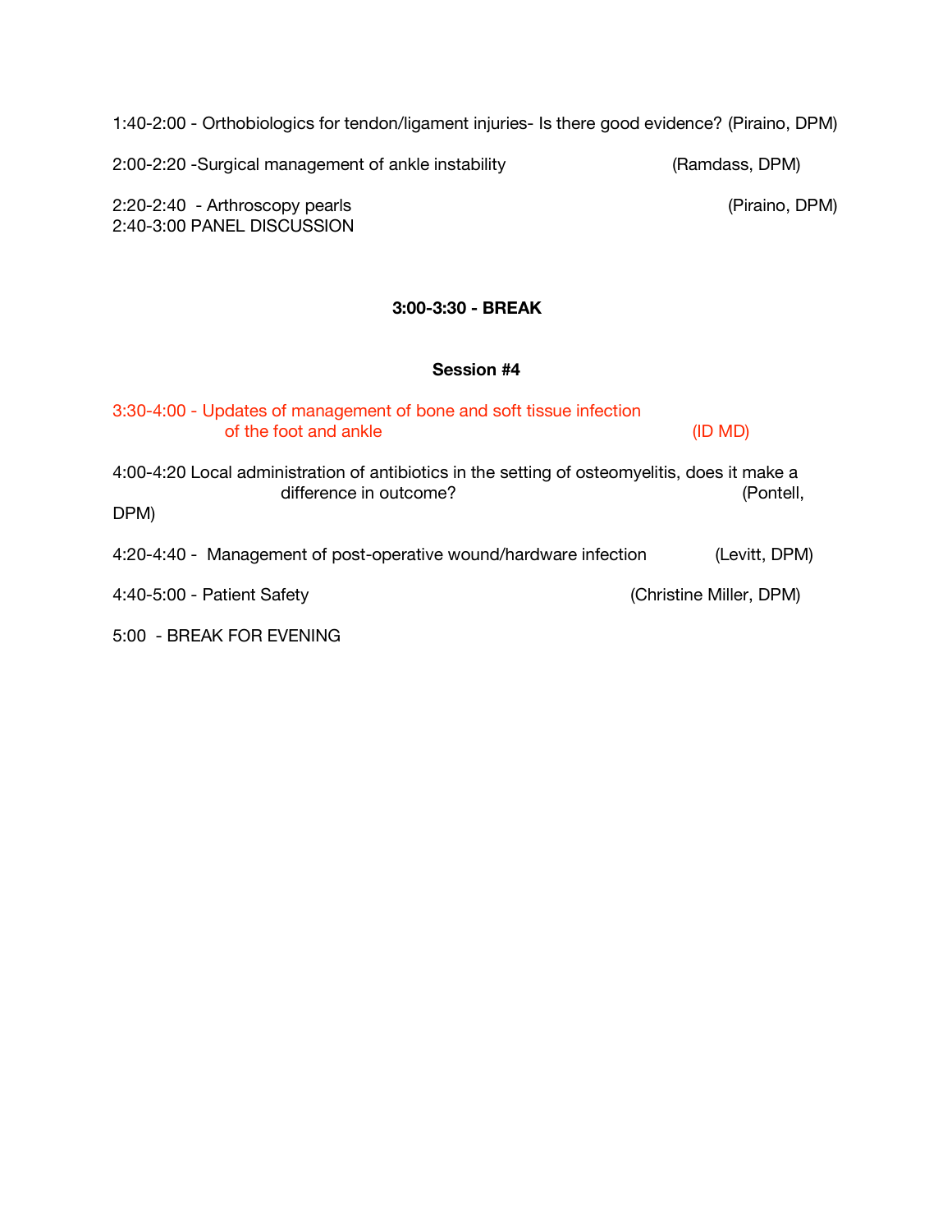1:40-2:00 - Orthobiologics for tendon/ligament injuries- Is there good evidence? (Piraino, DPM)

2:00-2:20 -Surgical management of ankle instability (Ramdass, DPM)

2:20-2:40 - Arthroscopy pearls (Piraino, DPM)
2:40-3:00 PANEL DISCUSSION

**3:00-3:30 - BREAK**

**Session #4**

3:30-4:00 - Updates of management of bone and soft tissue infection of the foot and ankle (ID MD)

4:00-4:20 Local administration of antibiotics in the setting of osteomyelitis, does it make a difference in outcome? (Pontell, DPM)

4:20-4:40 - Management of post-operative wound/hardware infection (Levitt, DPM)

4:40-5:00 - Patient Safety (Christine Miller, DPM)

5:00 - BREAK FOR EVENING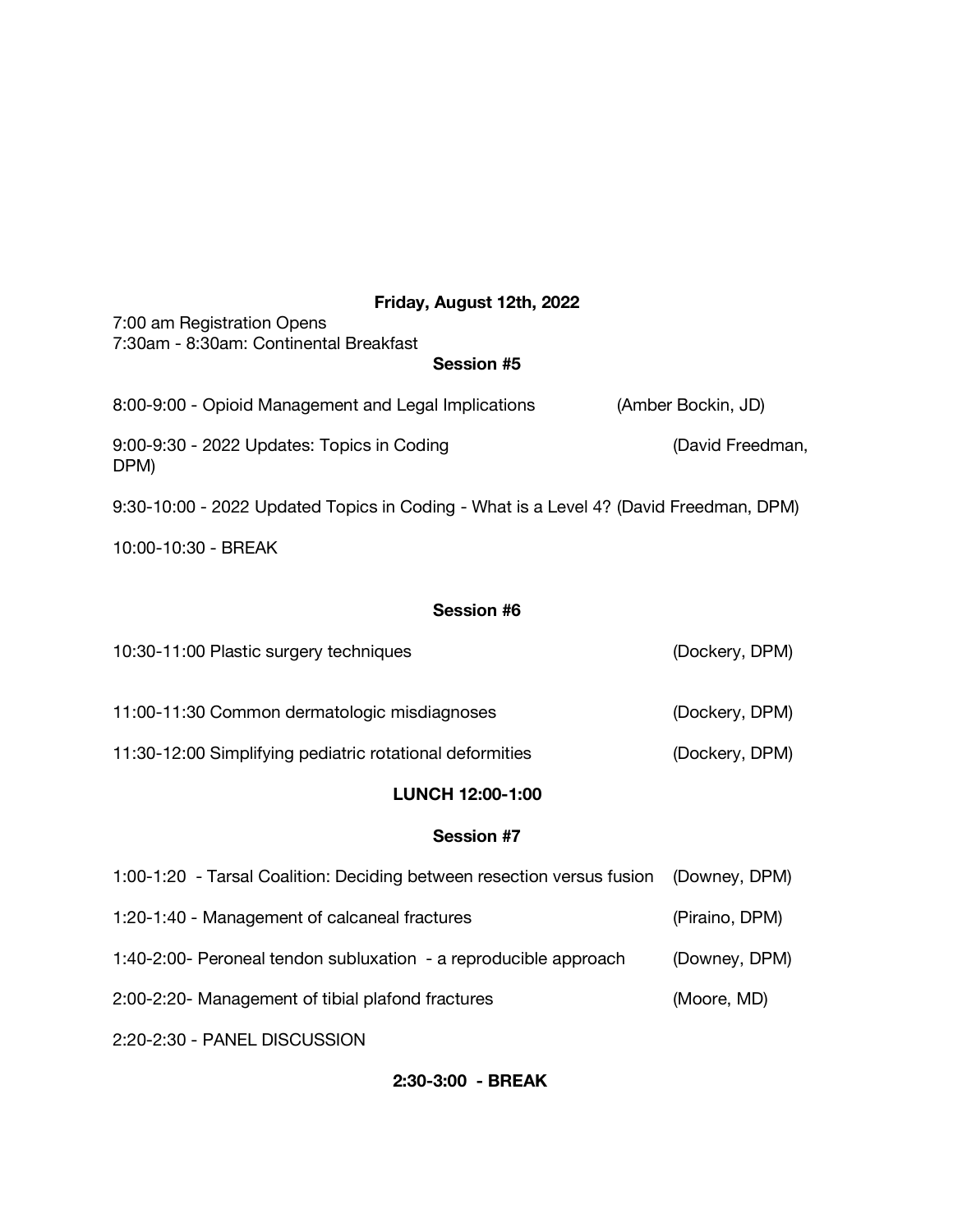**Friday, August 12th, 2022**

7:00 am Registration Opens
7:30am - 8:30am: Continental Breakfast

**Session #5**

8:00-9:00 - Opioid Management and Legal Implications (Amber Bockin, JD)

9:00-9:30 - 2022 Updates: Topics in Coding (David Freedman, DPM)

9:30-10:00 - 2022 Updated Topics in Coding - What is a Level 4? (David Freedman, DPM)

10:00-10:30 - BREAK

**Session #6**

10:30-11:00 Plastic surgery techniques (Dockery, DPM)

11:00-11:30 Common dermatologic misdiagnoses (Dockery, DPM)

11:30-12:00 Simplifying pediatric rotational deformities (Dockery, DPM)

**LUNCH 12:00-1:00**

**Session #7**

1:00-1:20 - Tarsal Coalition: Deciding between resection versus fusion (Downey, DPM)

1:20-1:40 - Management of calcaneal fractures (Piraino, DPM)

1:40-2:00- Peroneal tendon subluxation - a reproducible approach (Downey, DPM)

2:00-2:20- Management of tibial plafond fractures (Moore, MD)

2:20-2:30 - PANEL DISCUSSION

**2:30-3:00 - BREAK**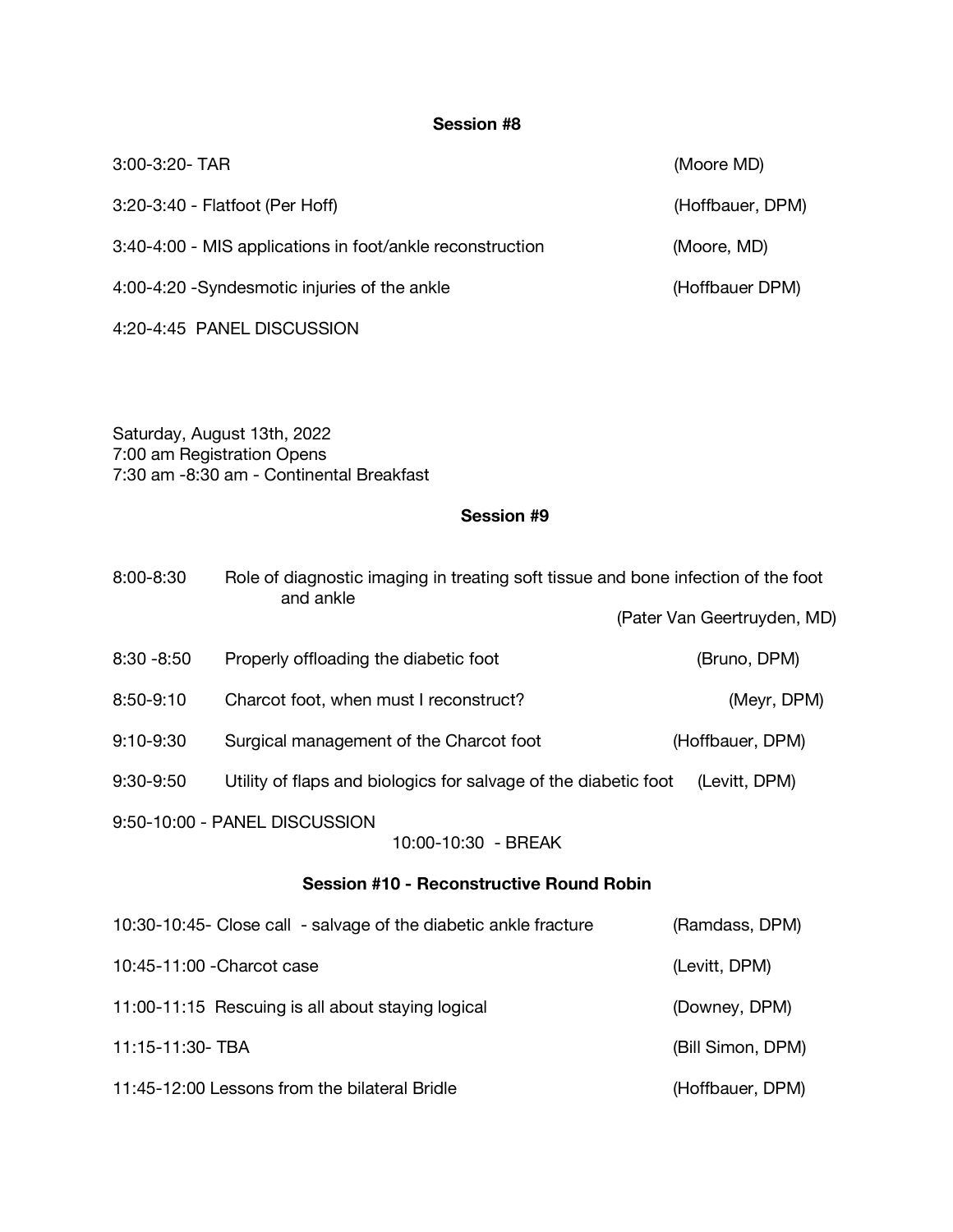**Session #8**

3:00-3:20- TAR (Moore MD)

3:20-3:40 - Flatfoot (Per Hoff) (Hoffbauer, DPM)

3:40-4:00 - MIS applications in foot/ankle reconstruction (Moore, MD)

4:00-4:20 -Syndesmotic injuries of the ankle (Hoffbauer DPM)

4:20-4:45 PANEL DISCUSSION

Saturday, August 13th, 2022
7:00 am Registration Opens
7:30 am -8:30 am - Continental Breakfast

**Session #9**

8:00-8:30 Role of diagnostic imaging in treating soft tissue and bone infection of the foot and ankle (Pater Van Geertruyden, MD)

8:30 -8:50 Properly offloading the diabetic foot (Bruno, DPM)

8:50-9:10 Charcot foot, when must I reconstruct? (Meyr, DPM)

9:10-9:30 Surgical management of the Charcot foot (Hoffbauer, DPM)

9:30-9:50 Utility of flaps and biologics for salvage of the diabetic foot (Levitt, DPM)

9:50-10:00 - PANEL DISCUSSION

10:00-10:30 - BREAK

**Session #10 - Reconstructive Round Robin**

10:30-10:45- Close call - salvage of the diabetic ankle fracture (Ramdass, DPM)

10:45-11:00 -Charcot case (Levitt, DPM)

11:00-11:15 Rescuing is all about staying logical (Downey, DPM)

11:15-11:30- TBA (Bill Simon, DPM)

11:45-12:00 Lessons from the bilateral Bridle (Hoffbauer, DPM)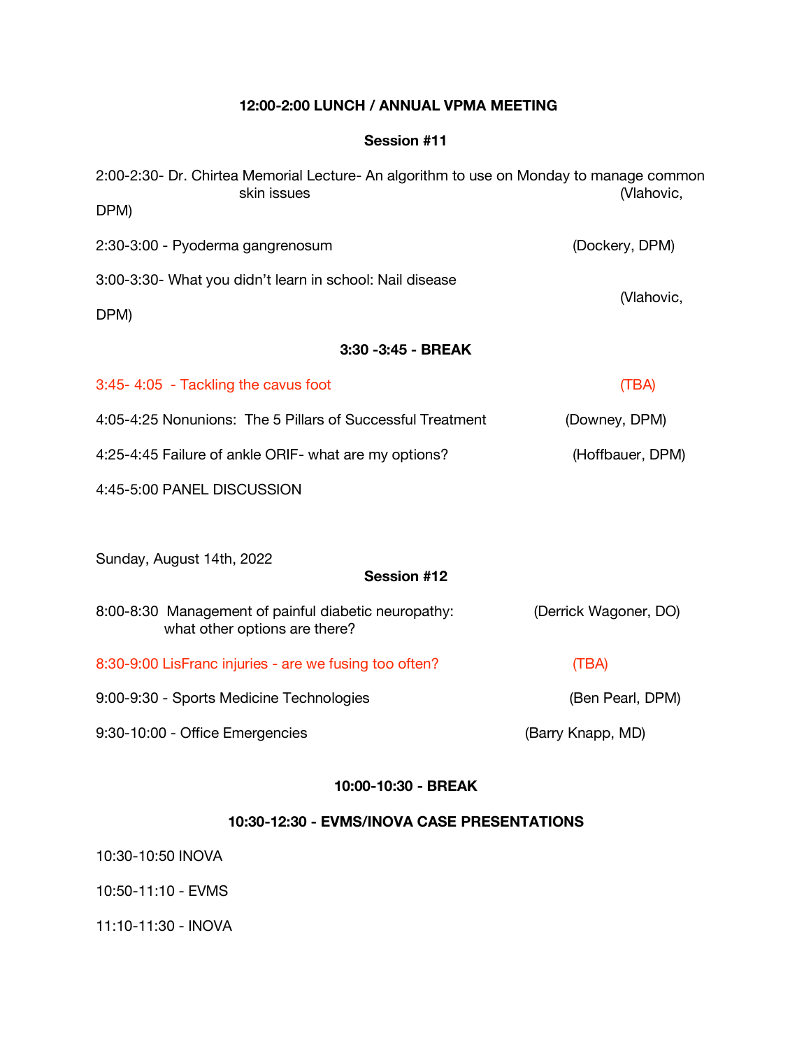**12:00-2:00 LUNCH / ANNUAL VPMA MEETING**

**Session #11**

2:00-2:30- Dr. Chirtea Memorial Lecture- An algorithm to use on Monday to manage common skin issues (Vlahovic, DPM)

2:30-3:00 - Pyoderma gangrenosum (Dockery, DPM)

3:00-3:30- What you didn't learn in school: Nail disease (Vlahovic, DPM)

**3:30 -3:45 - BREAK**

3:45- 4:05 - Tackling the cavus foot (TBA)

4:05-4:25 Nonunions: The 5 Pillars of Successful Treatment (Downey, DPM)

4:25-4:45 Failure of ankle ORIF- what are my options? (Hoffbauer, DPM)

4:45-5:00 PANEL DISCUSSION

Sunday, August 14th, 2022

**Session #12**

8:00-8:30 Management of painful diabetic neuropathy: what other options are there? (Derrick Wagoner, DO)

8:30-9:00 LisFranc injuries - are we fusing too often? (TBA)

9:00-9:30 - Sports Medicine Technologies (Ben Pearl, DPM)

9:30-10:00 - Office Emergencies (Barry Knapp, MD)

**10:00-10:30 - BREAK**

**10:30-12:30 - EVMS/INOVA CASE PRESENTATIONS**

10:30-10:50 INOVA

10:50-11:10 - EVMS

11:10-11:30 - INOVA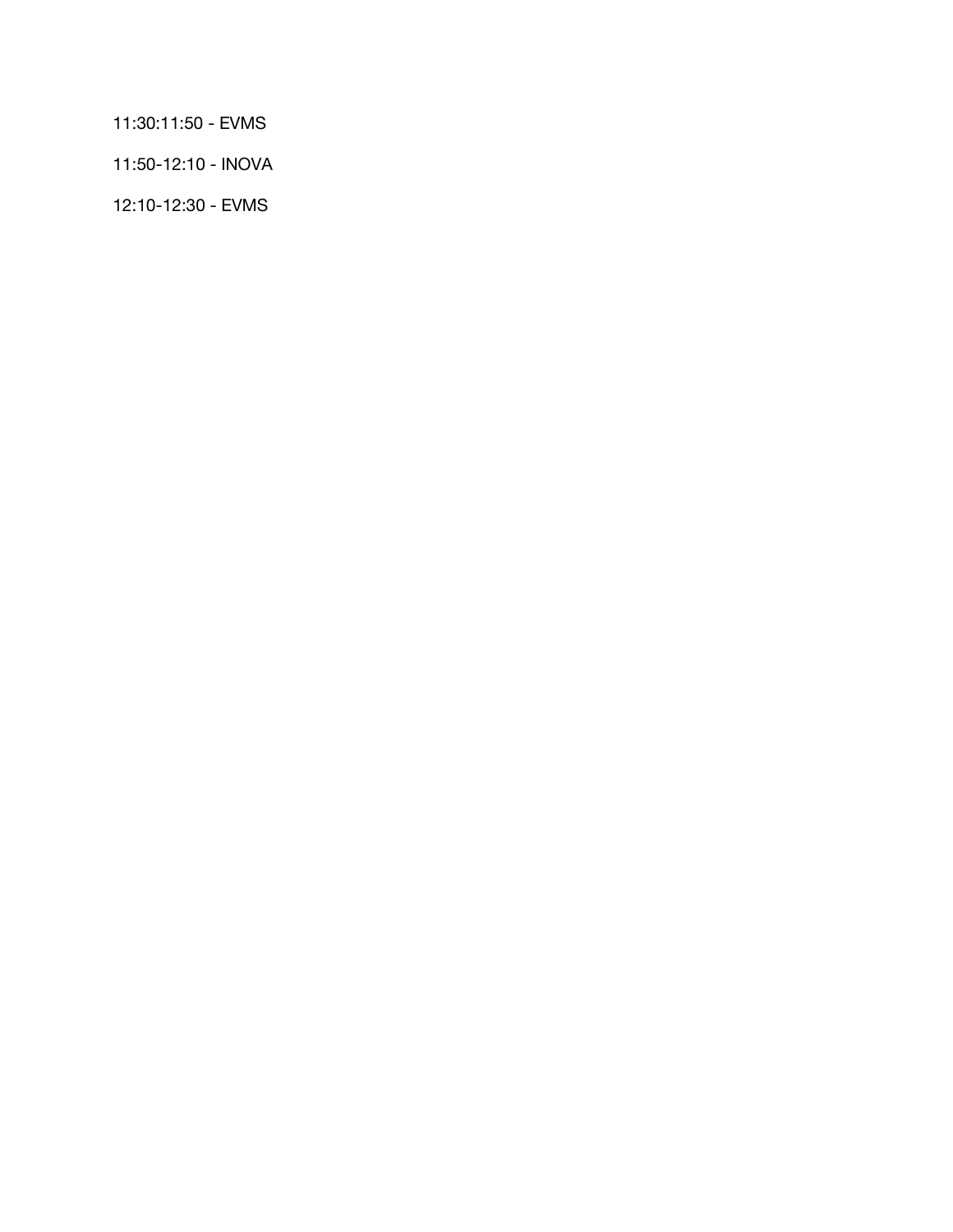11:30:11:50 - EVMS

11:50-12:10 - INOVA

12:10-12:30 - EVMS